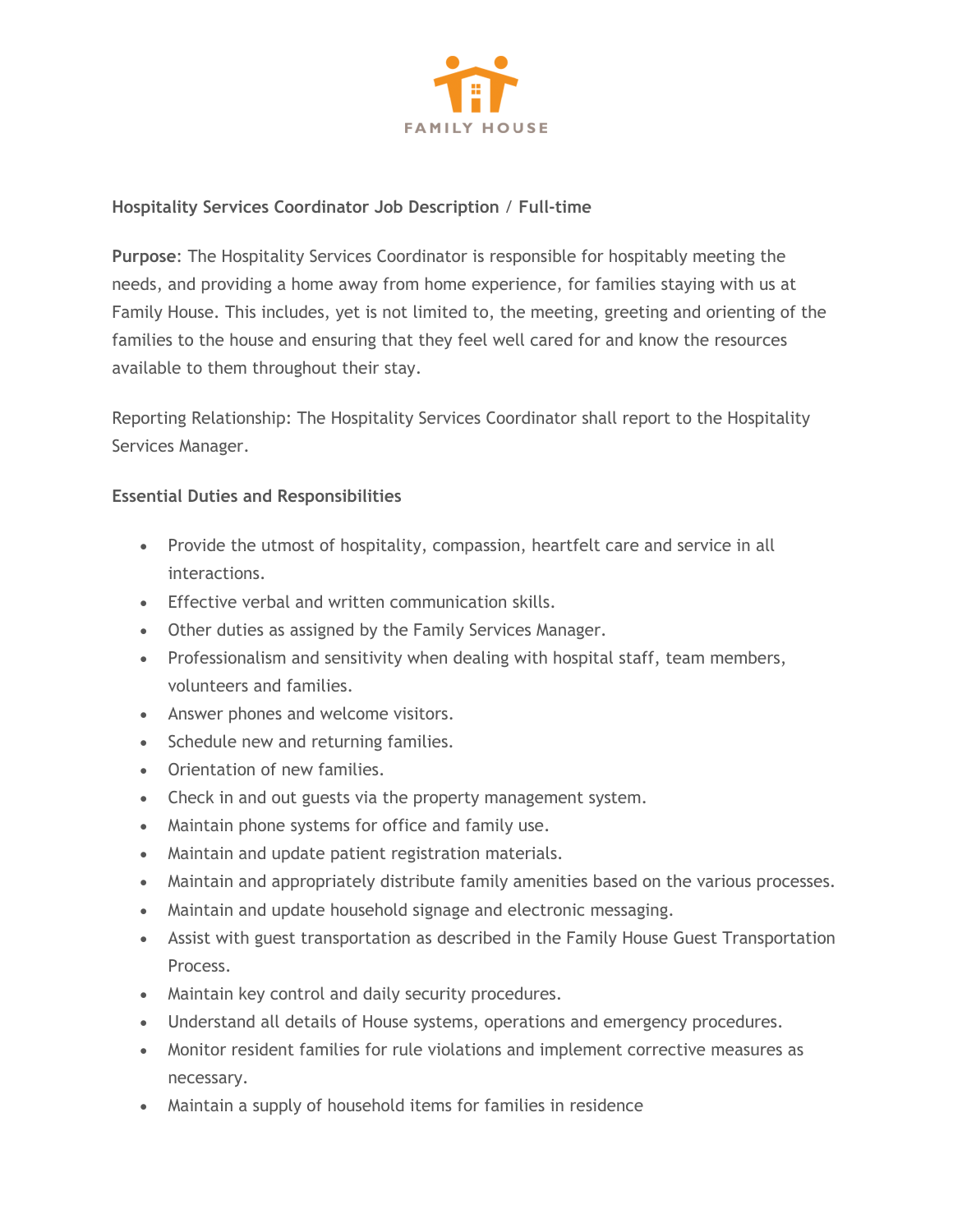FAMILY HOUSE

**Hospitality Services Coordinator Job Description / Full-time**

**Purpose**: The Hospitality Services Coordinator is responsible for hospitably meeting the needs, and providing a home away from home experience, for families staying with us at Family House. This includes, yet is not limited to, the meeting, greeting and orienting of the families to the house and ensuring that they feel well cared for and know the resources available to them throughout their stay.

Reporting Relationship: The Hospitality Services Coordinator shall report to the Hospitality Services Manager.

**Essential Duties and Responsibilities**

- Provide the utmost of hospitality, compassion, heartfelt care and service in all interactions.
- Effective verbal and written communication skills.
- Other duties as assigned by the Family Services Manager.
- Professionalism and sensitivity when dealing with hospital staff, team members, volunteers and families.
- Answer phones and welcome visitors.
- Schedule new and returning families.
- Orientation of new families.
- Check in and out guests via the property management system.
- Maintain phone systems for office and family use.
- Maintain and update patient registration materials.
- Maintain and appropriately distribute family amenities based on the various processes.
- Maintain and update household signage and electronic messaging.
- Assist with guest transportation as described in the Family House Guest Transportation Process.
- Maintain key control and daily security procedures.
- Understand all details of House systems, operations and emergency procedures.
- Monitor resident families for rule violations and implement corrective measures as necessary.
- Maintain a supply of household items for families in residence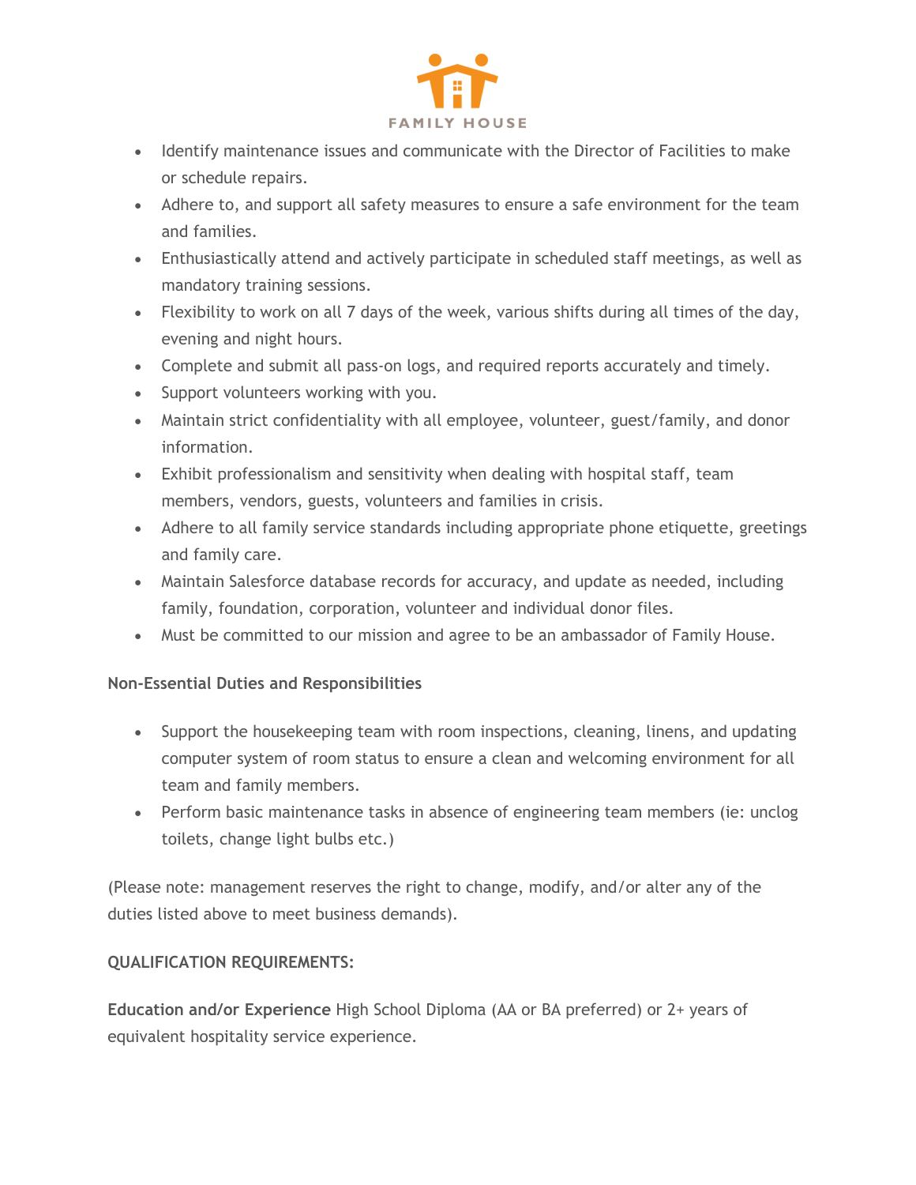- Identify maintenance issues and communicate with the Director of Facilities to make or schedule repairs.
- Adhere to, and support all safety measures to ensure a safe environment for the team and families.
- Enthusiastically attend and actively participate in scheduled staff meetings, as well as mandatory training sessions.
- Flexibility to work on all 7 days of the week, various shifts during all times of the day, evening and night hours.
- Complete and submit all pass-on logs, and required reports accurately and timely.
- Support volunteers working with you.
- Maintain strict confidentiality with all employee, volunteer, guest/family, and donor information.
- Exhibit professionalism and sensitivity when dealing with hospital staff, team members, vendors, guests, volunteers and families in crisis.
- Adhere to all family service standards including appropriate phone etiquette, greetings and family care.
- Maintain Salesforce database records for accuracy, and update as needed, including family, foundation, corporation, volunteer and individual donor files.
- Must be committed to our mission and agree to be an ambassador of Family House.

**Non-Essential Duties and Responsibilities**

- Support the housekeeping team with room inspections, cleaning, linens, and updating computer system of room status to ensure a clean and welcoming environment for all team and family members.
- Perform basic maintenance tasks in absence of engineering team members (ie: unclog toilets, change light bulbs etc.)

(Please note: management reserves the right to change, modify, and/or alter any of the duties listed above to meet business demands).

**QUALIFICATION REQUIREMENTS:**

**Education and/or Experience** High School Diploma (AA or BA preferred) or 2+ years of equivalent hospitality service experience.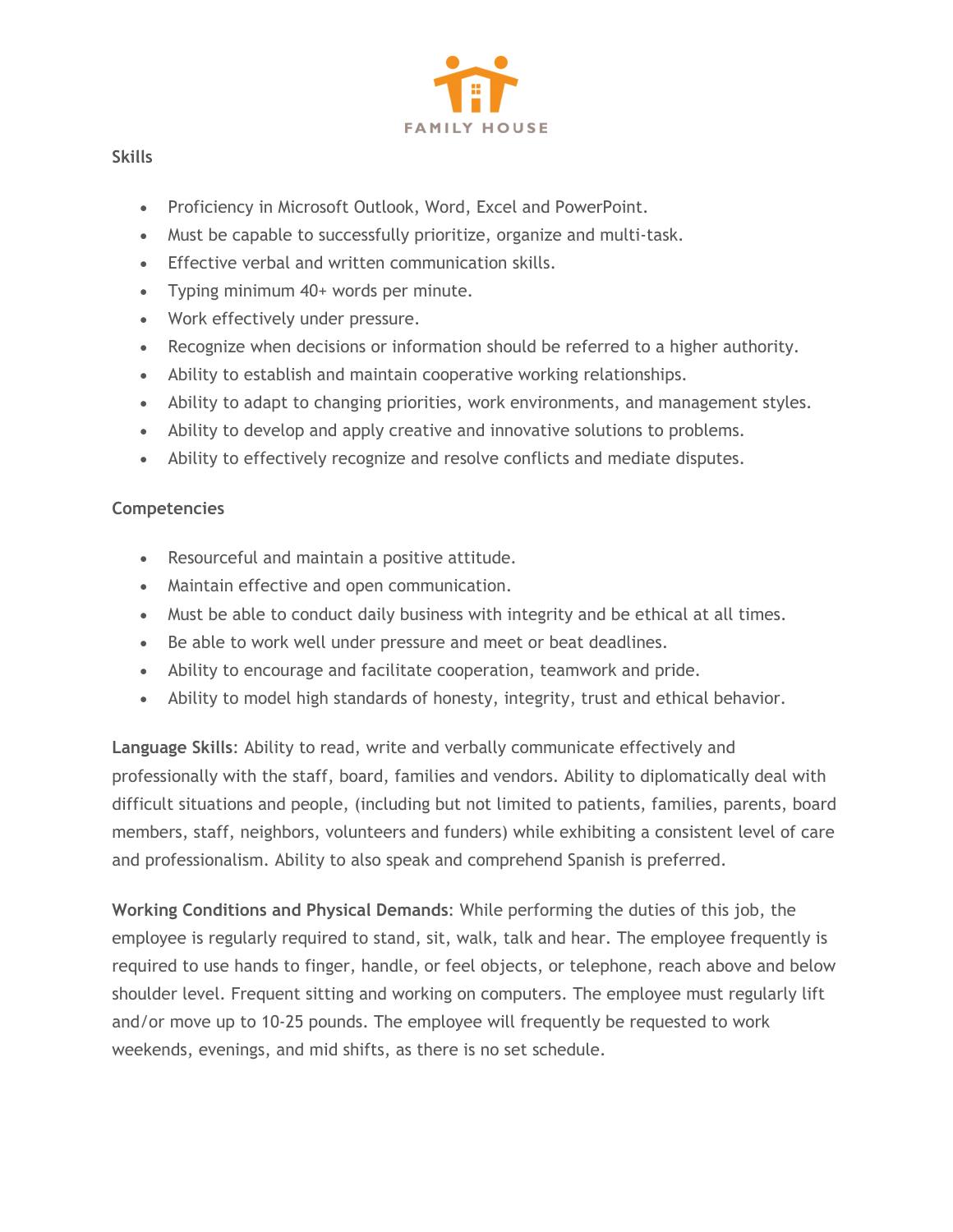**Skills**

- Proficiency in Microsoft Outlook, Word, Excel and PowerPoint.
- Must be capable to successfully prioritize, organize and multi-task.
- Effective verbal and written communication skills.
- Typing minimum 40+ words per minute.
- Work effectively under pressure.
- Recognize when decisions or information should be referred to a higher authority.
- Ability to establish and maintain cooperative working relationships.
- Ability to adapt to changing priorities, work environments, and management styles.
- Ability to develop and apply creative and innovative solutions to problems.
- Ability to effectively recognize and resolve conflicts and mediate disputes.

**Competencies**

- Resourceful and maintain a positive attitude.
- Maintain effective and open communication.
- Must be able to conduct daily business with integrity and be ethical at all times.
- Be able to work well under pressure and meet or beat deadlines.
- Ability to encourage and facilitate cooperation, teamwork and pride.
- Ability to model high standards of honesty, integrity, trust and ethical behavior.

**Language Skills**: Ability to read, write and verbally communicate effectively and professionally with the staff, board, families and vendors. Ability to diplomatically deal with difficult situations and people, (including but not limited to patients, families, parents, board members, staff, neighbors, volunteers and funders) while exhibiting a consistent level of care and professionalism. Ability to also speak and comprehend Spanish is preferred.

**Working Conditions and Physical Demands**: While performing the duties of this job, the employee is regularly required to stand, sit, walk, talk and hear. The employee frequently is required to use hands to finger, handle, or feel objects, or telephone, reach above and below shoulder level. Frequent sitting and working on computers. The employee must regularly lift and/or move up to 10-25 pounds. The employee will frequently be requested to work weekends, evenings, and mid shifts, as there is no set schedule.